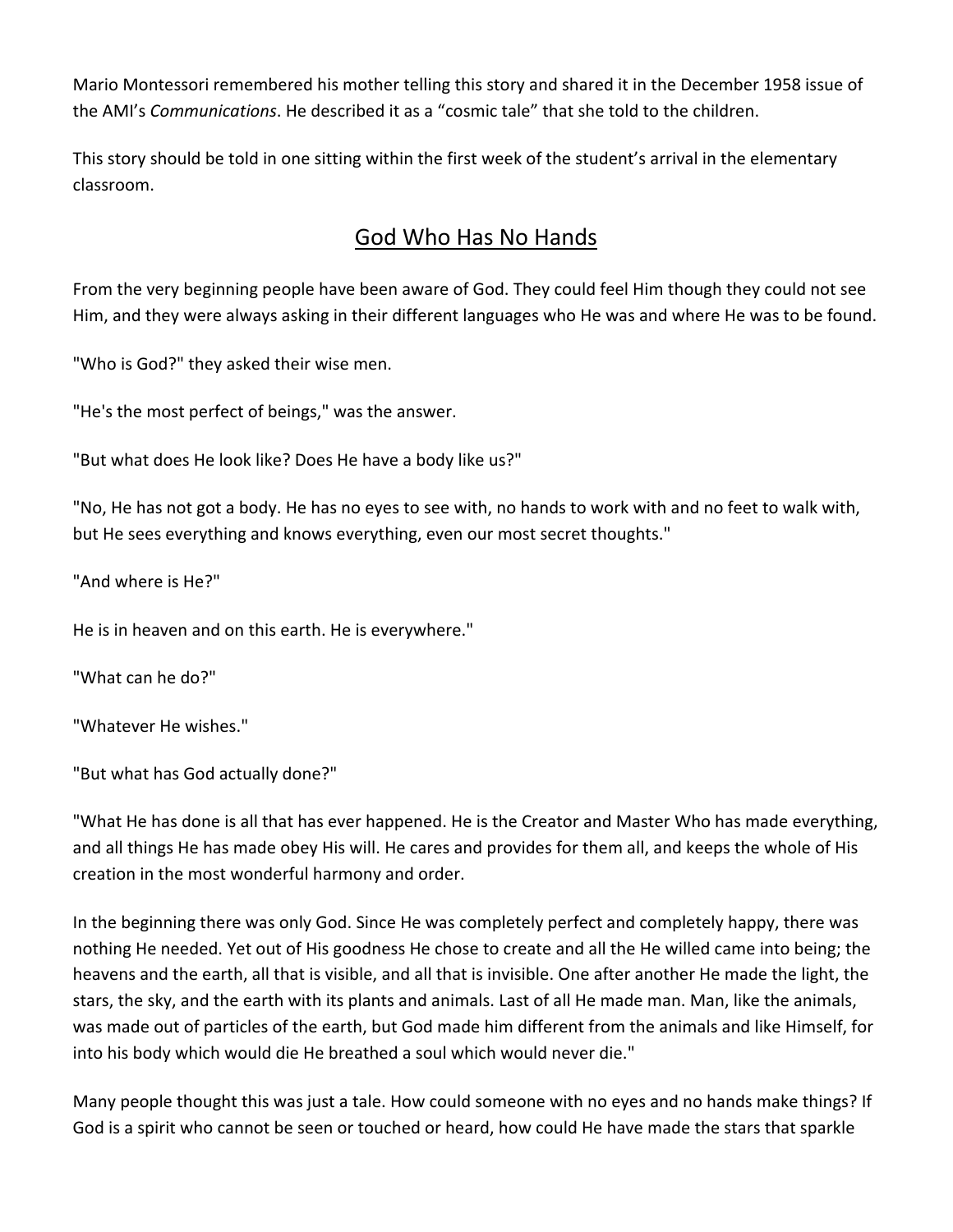Mario Montessori remembered his mother telling this story and shared it in the December 1958 issue of the AMI's *Communications*. He described it as a "cosmic tale" that she told to the children.

This story should be told in one sitting within the first week of the student's arrival in the elementary classroom.

# God Who Has No Hands

From the very beginning people have been aware of God. They could feel Him though they could not see Him, and they were always asking in their different languages who He was and where He was to be found.

"Who is God?" they asked their wise men.

"He's the most perfect of beings," was the answer.

"But what does He look like? Does He have a body like us?"

"No, He has not got a body. He has no eyes to see with, no hands to work with and no feet to walk with, but He sees everything and knows everything, even our most secret thoughts."

"And where is He?"

He is in heaven and on this earth. He is everywhere."

"What can he do?"

"Whatever He wishes."

"But what has God actually done?"

"What He has done is all that has ever happened. He is the Creator and Master Who has made everything, and all things He has made obey His will. He cares and provides for them all, and keeps the whole of His creation in the most wonderful harmony and order.

In the beginning there was only God. Since He was completely perfect and completely happy, there was nothing He needed. Yet out of His goodness He chose to create and all the He willed came into being; the heavens and the earth, all that is visible, and all that is invisible. One after another He made the light, the stars, the sky, and the earth with its plants and animals. Last of all He made man. Man, like the animals, was made out of particles of the earth, but God made him different from the animals and like Himself, for into his body which would die He breathed a soul which would never die."

Many people thought this was just a tale. How could someone with no eyes and no hands make things? If God is a spirit who cannot be seen or touched or heard, how could He have made the stars that sparkle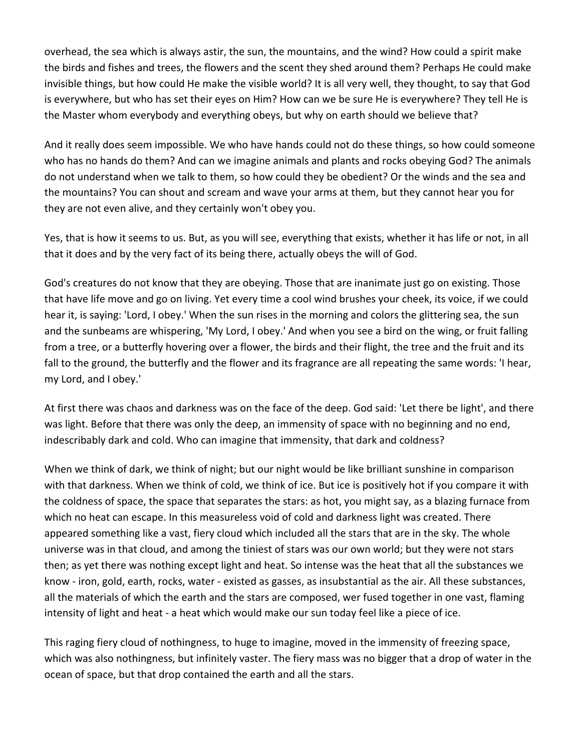overhead, the sea which is always astir, the sun, the mountains, and the wind? How could a spirit make the birds and fishes and trees, the flowers and the scent they shed around them? Perhaps He could make invisible things, but how could He make the visible world? It is all very well, they thought, to say that God is everywhere, but who has set their eyes on Him? How can we be sure He is everywhere? They tell He is the Master whom everybody and everything obeys, but why on earth should we believe that?

And it really does seem impossible. We who have hands could not do these things, so how could someone who has no hands do them? And can we imagine animals and plants and rocks obeying God? The animals do not understand when we talk to them, so how could they be obedient? Or the winds and the sea and the mountains? You can shout and scream and wave your arms at them, but they cannot hear you for they are not even alive, and they certainly won't obey you.

Yes, that is how it seems to us. But, as you will see, everything that exists, whether it has life or not, in all that it does and by the very fact of its being there, actually obeys the will of God.

God's creatures do not know that they are obeying. Those that are inanimate just go on existing. Those that have life move and go on living. Yet every time a cool wind brushes your cheek, its voice, if we could hear it, is saying: 'Lord, I obey.' When the sun rises in the morning and colors the glittering sea, the sun and the sunbeams are whispering, 'My Lord, I obey.' And when you see a bird on the wing, or fruit falling from a tree, or a butterfly hovering over a flower, the birds and their flight, the tree and the fruit and its fall to the ground, the butterfly and the flower and its fragrance are all repeating the same words: 'I hear, my Lord, and I obey.'

At first there was chaos and darkness was on the face of the deep. God said: 'Let there be light', and there was light. Before that there was only the deep, an immensity of space with no beginning and no end, indescribably dark and cold. Who can imagine that immensity, that dark and coldness?

When we think of dark, we think of night; but our night would be like brilliant sunshine in comparison with that darkness. When we think of cold, we think of ice. But ice is positively hot if you compare it with the coldness of space, the space that separates the stars: as hot, you might say, as a blazing furnace from which no heat can escape. In this measureless void of cold and darkness light was created. There appeared something like a vast, fiery cloud which included all the stars that are in the sky. The whole universe was in that cloud, and among the tiniest of stars was our own world; but they were not stars then; as yet there was nothing except light and heat. So intense was the heat that all the substances we know - iron, gold, earth, rocks, water - existed as gasses, as insubstantial as the air. All these substances, all the materials of which the earth and the stars are composed, wer fused together in one vast, flaming intensity of light and heat - a heat which would make our sun today feel like a piece of ice.

This raging fiery cloud of nothingness, to huge to imagine, moved in the immensity of freezing space, which was also nothingness, but infinitely vaster. The fiery mass was no bigger that a drop of water in the ocean of space, but that drop contained the earth and all the stars.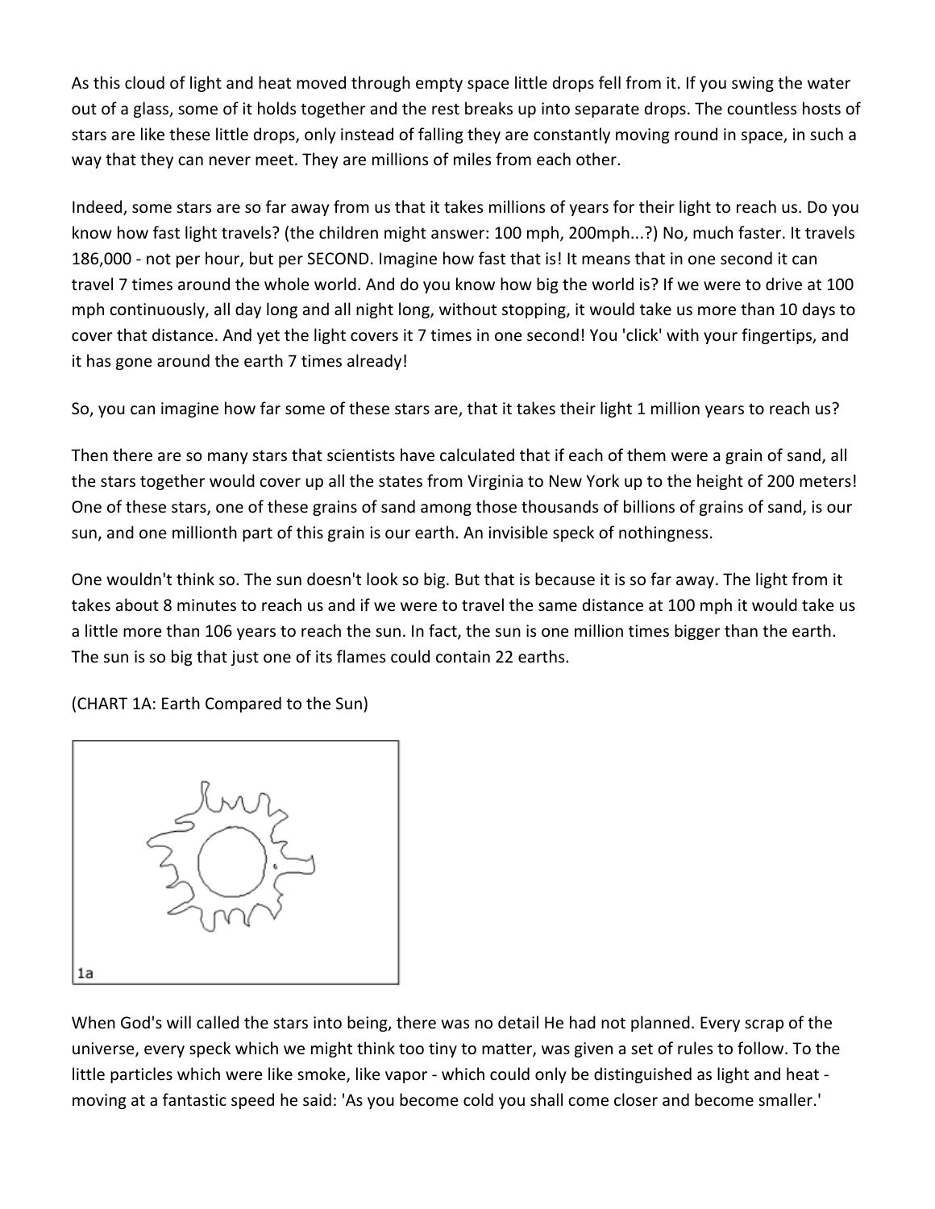As this cloud of light and heat moved through empty space little drops fell from it. If you swing the water out of a glass, some of it holds together and the rest breaks up into separate drops. The countless hosts of stars are like these little drops, only instead of falling they are constantly moving round in space, in such a way that they can never meet. They are millions of miles from each other.

Indeed, some stars are so far away from us that it takes millions of years for their light to reach us. Do you know how fast light travels? (the children might answer: 100 mph, 200mph...?) No, much faster. It travels 186,000 - not per hour, but per SECOND. Imagine how fast that is! It means that in one second it can travel 7 times around the whole world. And do you know how big the world is? If we were to drive at 100 mph continuously, all day long and all night long, without stopping, it would take us more than 10 days to cover that distance. And yet the light covers it 7 times in one second! You 'click' with your fingertips, and it has gone around the earth 7 times already!

So, you can imagine how far some of these stars are, that it takes their light 1 million years to reach us?

Then there are so many stars that scientists have calculated that if each of them were a grain of sand, all the stars together would cover up all the states from Virginia to New York up to the height of 200 meters! One of these stars, one of these grains of sand among those thousands of billions of grains of sand, is our sun, and one millionth part of this grain is our earth. An invisible speck of nothingness.

One wouldn't think so. The sun doesn't look so big. But that is because it is so far away. The light from it takes about 8 minutes to reach us and if we were to travel the same distance at 100 mph it would take us a little more than 106 years to reach the sun. In fact, the sun is one million times bigger than the earth. The sun is so big that just one of its flames could contain 22 earths.

(CHART 1A: Earth Compared to the Sun)

1a

When God's will called the stars into being, there was no detail He had not planned. Every scrap of the universe, every speck which we might think too tiny to matter, was given a set of rules to follow. To the little particles which were like smoke, like vapor - which could only be distinguished as light and heat - moving at a fantastic speed he said: 'As you become cold you shall come closer and become smaller.'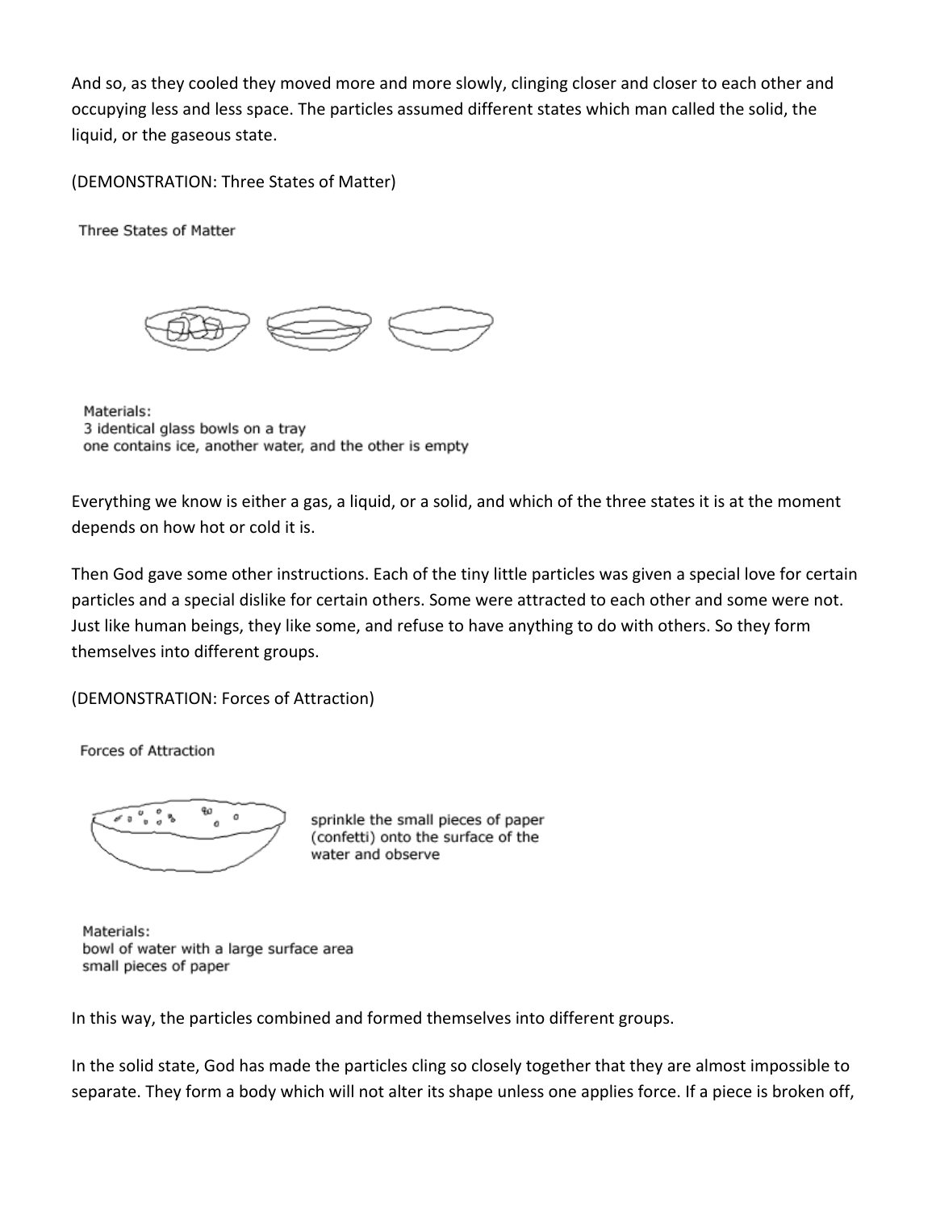And so, as they cooled they moved more and more slowly, clinging closer and closer to each other and occupying less and less space. The particles assumed different states which man called the solid, the liquid, or the gaseous state.

(DEMONSTRATION: Three States of Matter)

Three States of Matter

Materials:
3 identical glass bowls on a tray
one contains ice, another water, and the other is empty

Everything we know is either a gas, a liquid, or a solid, and which of the three states it is at the moment depends on how hot or cold it is.

Then God gave some other instructions. Each of the tiny little particles was given a special love for certain particles and a special dislike for certain others. Some were attracted to each other and some were not. Just like human beings, they like some, and refuse to have anything to do with others. So they form themselves into different groups.

(DEMONSTRATION: Forces of Attraction)

Forces of Attraction

sprinkle the small pieces of paper (confetti) onto the surface of the water and observe

Materials:
bowl of water with a large surface area
small pieces of paper

In this way, the particles combined and formed themselves into different groups.

In the solid state, God has made the particles cling so closely together that they are almost impossible to separate. They form a body which will not alter its shape unless one applies force. If a piece is broken off,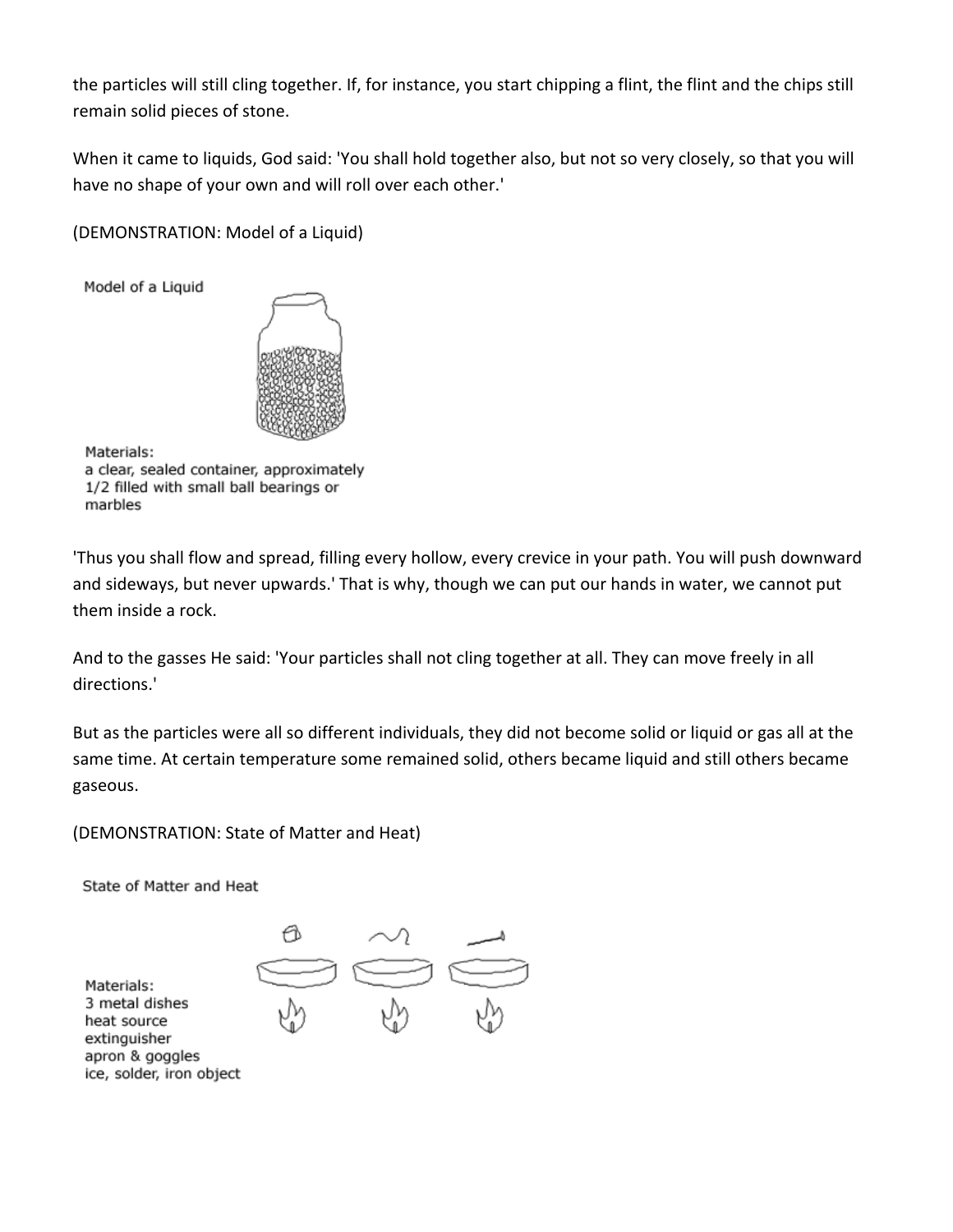the particles will still cling together. If, for instance, you start chipping a flint, the flint and the chips still remain solid pieces of stone.

When it came to liquids, God said: 'You shall hold together also, but not so very closely, so that you will have no shape of your own and will roll over each other.'

(DEMONSTRATION: Model of a Liquid)

Model of a Liquid

Materials:
a clear, sealed container, approximately 1/2 filled with small ball bearings or marbles

'Thus you shall flow and spread, filling every hollow, every crevice in your path. You will push downward and sideways, but never upwards.' That is why, though we can put our hands in water, we cannot put them inside a rock.

And to the gasses He said: 'Your particles shall not cling together at all. They can move freely in all directions.'

But as the particles were all so different individuals, they did not become solid or liquid or gas all at the same time. At certain temperature some remained solid, others became liquid and still others became gaseous.

(DEMONSTRATION: State of Matter and Heat)

State of Matter and Heat

Materials:
3 metal dishes
heat source
extinguisher
apron & goggles
ice, solder, iron object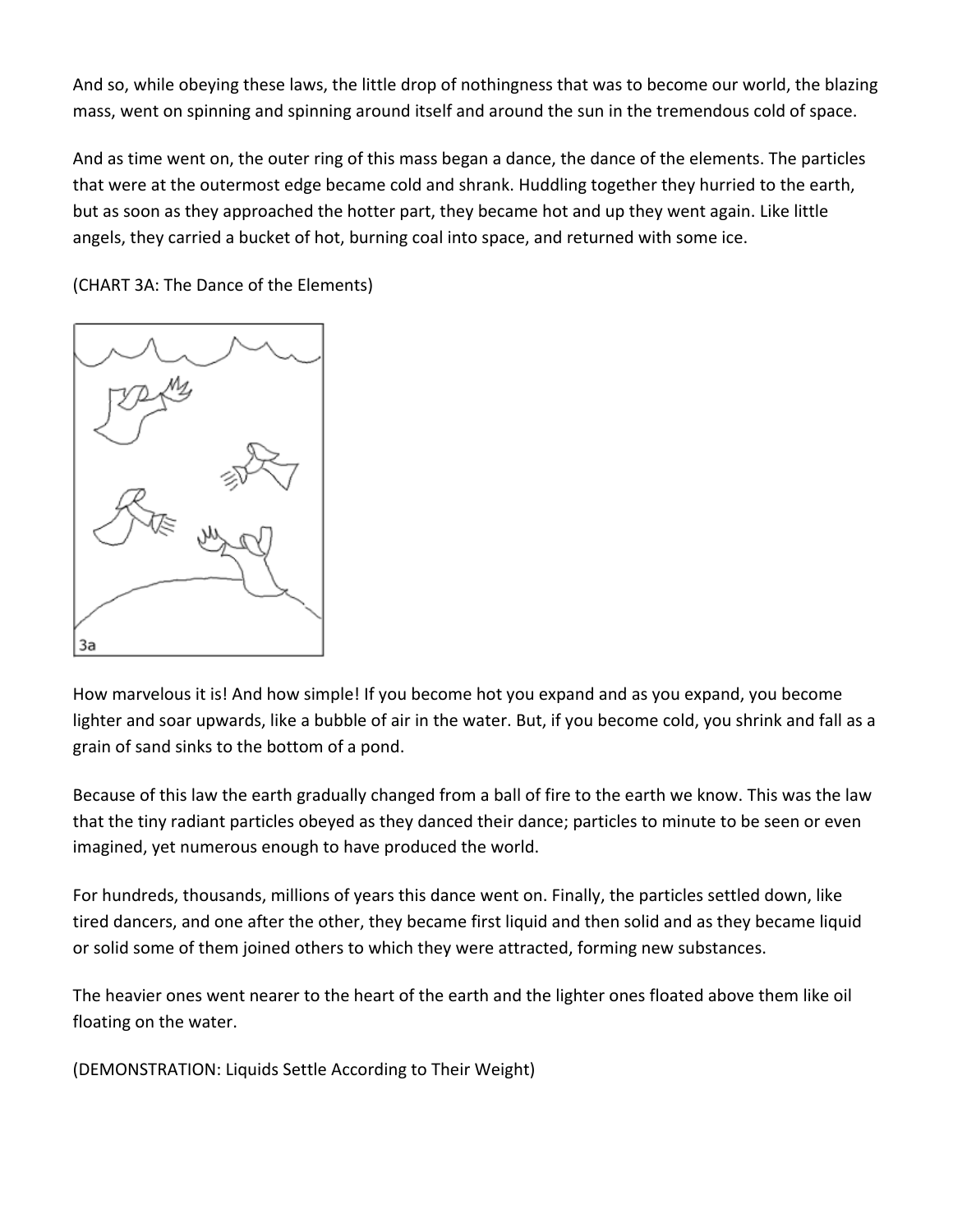And so, while obeying these laws, the little drop of nothingness that was to become our world, the blazing mass, went on spinning and spinning around itself and around the sun in the tremendous cold of space.

And as time went on, the outer ring of this mass began a dance, the dance of the elements. The particles that were at the outermost edge became cold and shrank. Huddling together they hurried to the earth, but as soon as they approached the hotter part, they became hot and up they went again. Like little angels, they carried a bucket of hot, burning coal into space, and returned with some ice.

(CHART 3A: The Dance of the Elements)

How marvelous it is! And how simple! If you become hot you expand and as you expand, you become lighter and soar upwards, like a bubble of air in the water. But, if you become cold, you shrink and fall as a grain of sand sinks to the bottom of a pond.

Because of this law the earth gradually changed from a ball of fire to the earth we know. This was the law that the tiny radiant particles obeyed as they danced their dance; particles to minute to be seen or even imagined, yet numerous enough to have produced the world.

For hundreds, thousands, millions of years this dance went on. Finally, the particles settled down, like tired dancers, and one after the other, they became first liquid and then solid and as they became liquid or solid some of them joined others to which they were attracted, forming new substances.

The heavier ones went nearer to the heart of the earth and the lighter ones floated above them like oil floating on the water.

(DEMONSTRATION: Liquids Settle According to Their Weight)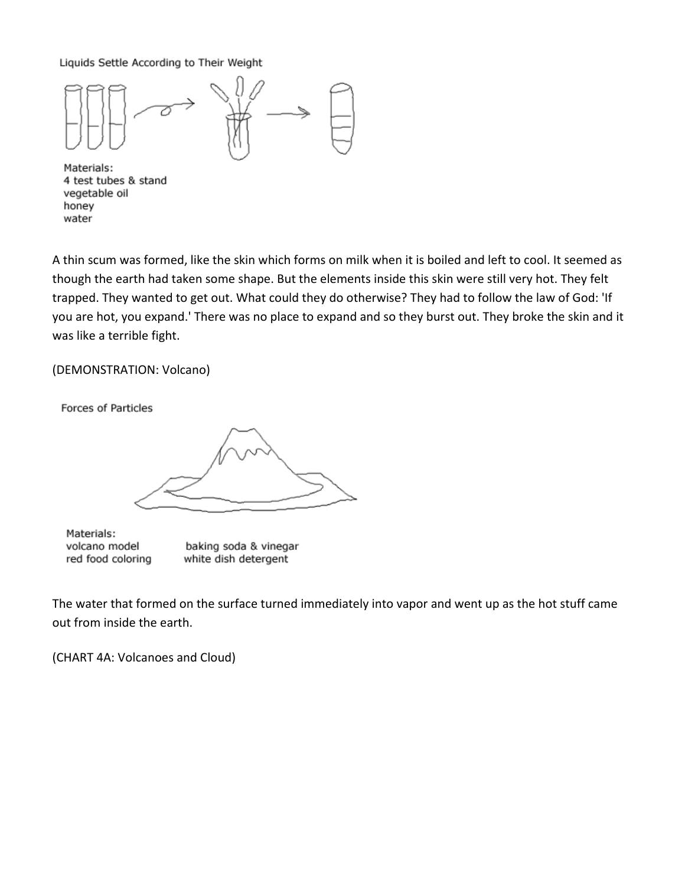Liquids Settle According to Their Weight

Materials:
4 test tubes & stand
vegetable oil
honey
water

A thin scum was formed, like the skin which forms on milk when it is boiled and left to cool. It seemed as though the earth had taken some shape. But the elements inside this skin were still very hot. They felt trapped. They wanted to get out. What could they do otherwise? They had to follow the law of God: 'If you are hot, you expand.' There was no place to expand and so they burst out. They broke the skin and it was like a terrible fight.

(DEMONSTRATION: Volcano)

Forces of Particles

Materials:
volcano model
red food coloring
baking soda & vinegar
white dish detergent

The water that formed on the surface turned immediately into vapor and went up as the hot stuff came out from inside the earth.

(CHART 4A: Volcanoes and Cloud)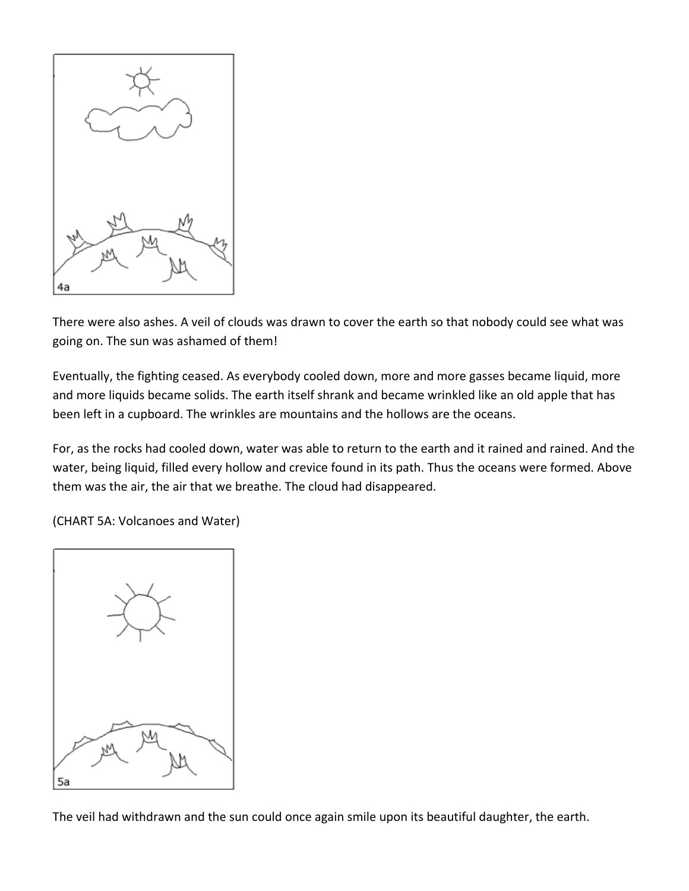4a

There were also ashes. A veil of clouds was drawn to cover the earth so that nobody could see what was going on. The sun was ashamed of them!

Eventually, the fighting ceased. As everybody cooled down, more and more gasses became liquid, more and more liquids became solids. The earth itself shrank and became wrinkled like an old apple that has been left in a cupboard. The wrinkles are mountains and the hollows are the oceans.

For, as the rocks had cooled down, water was able to return to the earth and it rained and rained. And the water, being liquid, filled every hollow and crevice found in its path. Thus the oceans were formed. Above them was the air, the air that we breathe. The cloud had disappeared.

(CHART 5A: Volcanoes and Water)

5a

The veil had withdrawn and the sun could once again smile upon its beautiful daughter, the earth.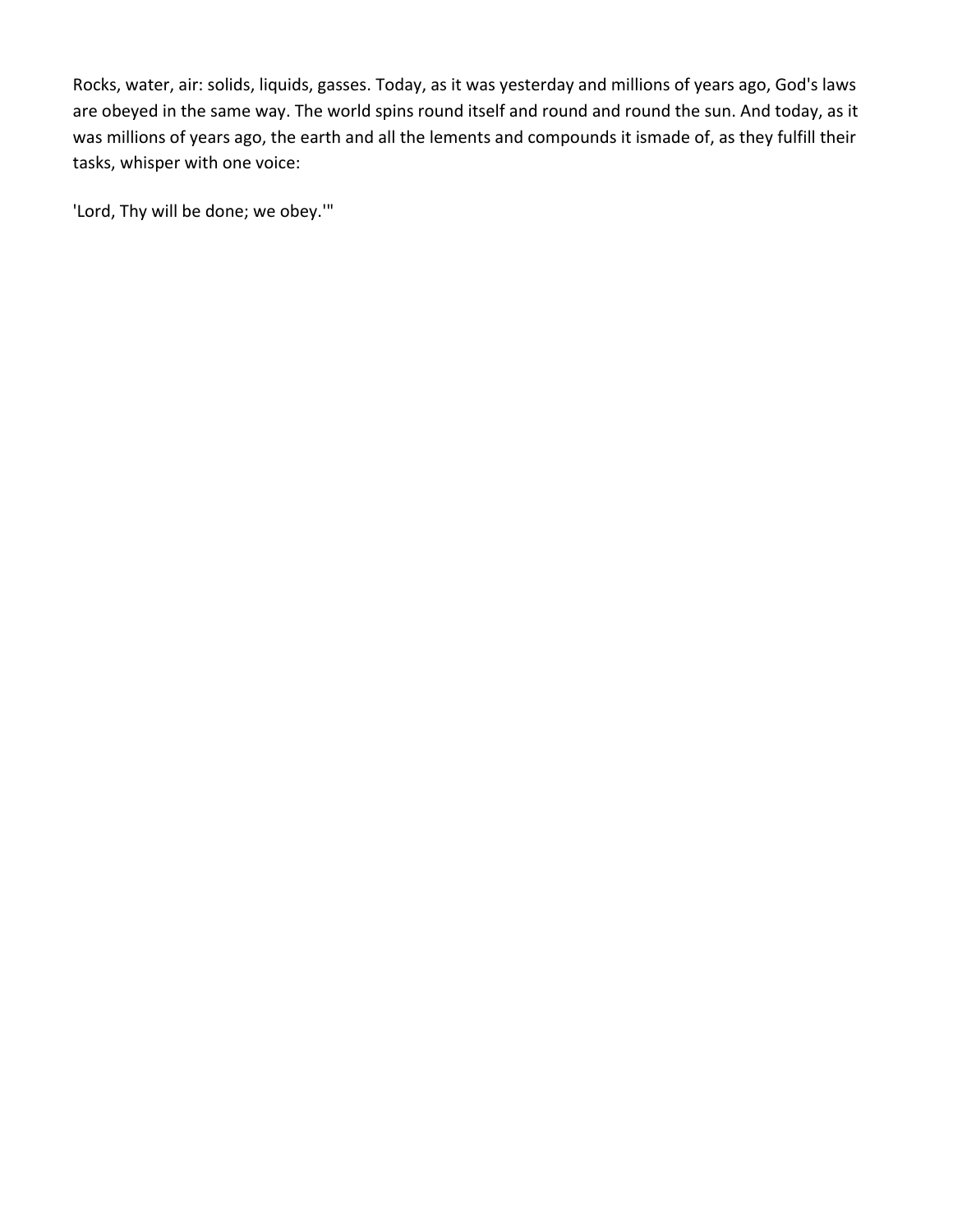Rocks, water, air: solids, liquids, gasses. Today, as it was yesterday and millions of years ago, God's laws are obeyed in the same way. The world spins round itself and round and round the sun. And today, as it was millions of years ago, the earth and all the lements and compounds it ismade of, as they fulfill their tasks, whisper with one voice:

'Lord, Thy will be done; we obey.'"